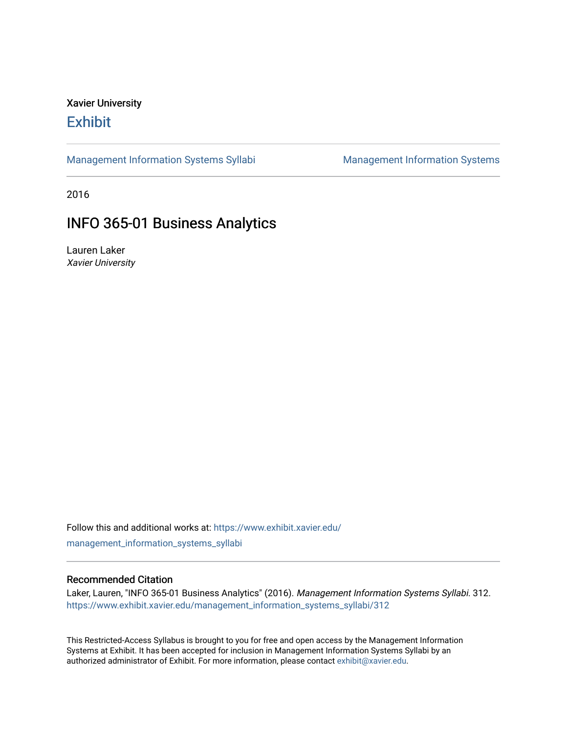Xavier University

# Exhibit

Management Information Systems Syllabi | Management Information Systems

2016

## INFO 365-01 Business Analytics

Lauren Laker
*Xavier University*

Follow this and additional works at: https://www.exhibit.xavier.edu/management_information_systems_syllabi

### Recommended Citation

Laker, Lauren, "INFO 365-01 Business Analytics" (2016). *Management Information Systems Syllabi*. 312.
https://www.exhibit.xavier.edu/management_information_systems_syllabi/312

This Restricted-Access Syllabus is brought to you for free and open access by the Management Information Systems at Exhibit. It has been accepted for inclusion in Management Information Systems Syllabi by an authorized administrator of Exhibit. For more information, please contact exhibit@xavier.edu.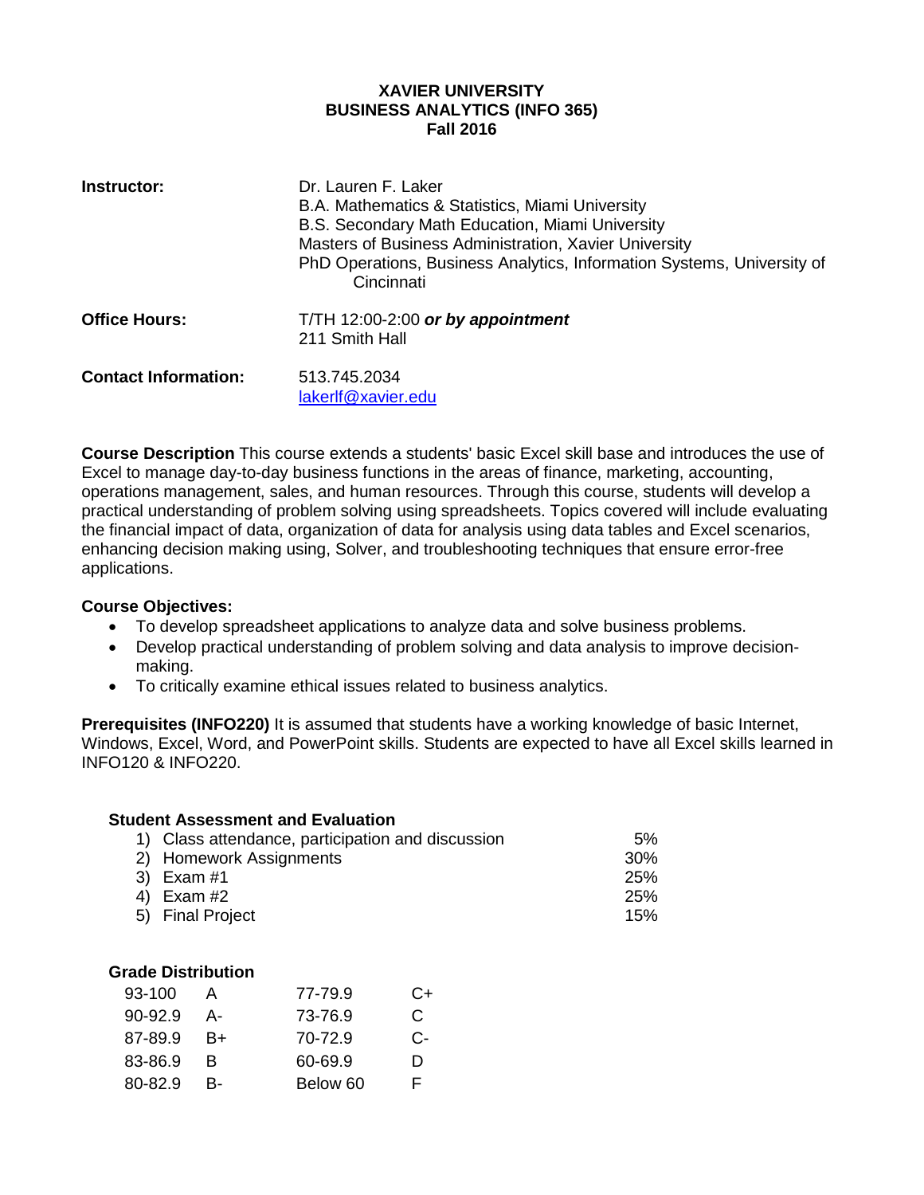**XAVIER UNIVERSITY**
**BUSINESS ANALYTICS (INFO 365)**
**Fall 2016**

**Instructor:** Dr. Lauren F. Laker
B.A. Mathematics & Statistics, Miami University
B.S. Secondary Math Education, Miami University
Masters of Business Administration, Xavier University
PhD Operations, Business Analytics, Information Systems, University of Cincinnati

**Office Hours:** T/TH 12:00-2:00 ***or by appointment***
211 Smith Hall

**Contact Information:** 513.745.2034
lakerlf@xavier.edu

**Course Description** This course extends a students' basic Excel skill base and introduces the use of Excel to manage day-to-day business functions in the areas of finance, marketing, accounting, operations management, sales, and human resources. Through this course, students will develop a practical understanding of problem solving using spreadsheets. Topics covered will include evaluating the financial impact of data, organization of data for analysis using data tables and Excel scenarios, enhancing decision making using, Solver, and troubleshooting techniques that ensure error-free applications.

**Course Objectives:**

- To develop spreadsheet applications to analyze data and solve business problems.
- Develop practical understanding of problem solving and data analysis to improve decision-making.
- To critically examine ethical issues related to business analytics.

**Prerequisites (INFO220)** It is assumed that students have a working knowledge of basic Internet, Windows, Excel, Word, and PowerPoint skills. Students are expected to have all Excel skills learned in INFO120 & INFO220.

**Student Assessment and Evaluation**

| | |
|---|---|
| 1) Class attendance, participation and discussion | 5% |
| 2) Homework Assignments | 30% |
| 3) Exam #1 | 25% |
| 4) Exam #2 | 25% |
| 5) Final Project | 15% |

**Grade Distribution**

| | | | |
|---|---|---|---|
| 93-100 | A | 77-79.9 | C+ |
| 90-92.9 | A- | 73-76.9 | C |
| 87-89.9 | B+ | 70-72.9 | C- |
| 83-86.9 | B | 60-69.9 | D |
| 80-82.9 | B- | Below 60 | F |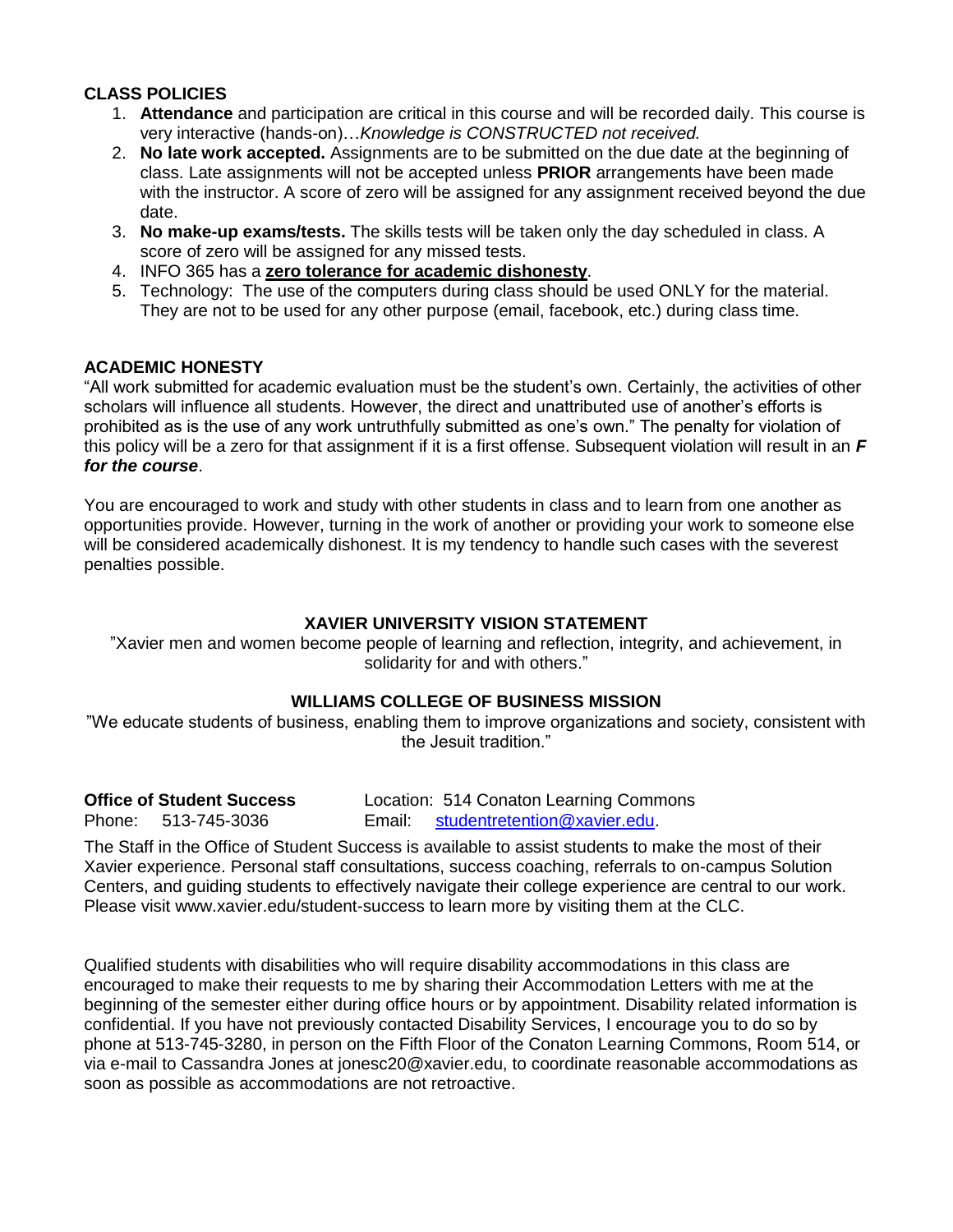### CLASS POLICIES

1. **Attendance** and participation are critical in this course and will be recorded daily. This course is very interactive (hands-on)…*Knowledge is CONSTRUCTED not received.*
2. **No late work accepted.** Assignments are to be submitted on the due date at the beginning of class. Late assignments will not be accepted unless **PRIOR** arrangements have been made with the instructor. A score of zero will be assigned for any assignment received beyond the due date.
3. **No make-up exams/tests.** The skills tests will be taken only the day scheduled in class. A score of zero will be assigned for any missed tests.
4. INFO 365 has a **zero tolerance for academic dishonesty**.
5. Technology: The use of the computers during class should be used ONLY for the material. They are not to be used for any other purpose (email, facebook, etc.) during class time.

### ACADEMIC HONESTY

"All work submitted for academic evaluation must be the student's own. Certainly, the activities of other scholars will influence all students. However, the direct and unattributed use of another's efforts is prohibited as is the use of any work untruthfully submitted as one's own." The penalty for violation of this policy will be a zero for that assignment if it is a first offense. Subsequent violation will result in an ***F for the course***.

You are encouraged to work and study with other students in class and to learn from one another as opportunities provide. However, turning in the work of another or providing your work to someone else will be considered academically dishonest. It is my tendency to handle such cases with the severest penalties possible.

### XAVIER UNIVERSITY VISION STATEMENT

"Xavier men and women become people of learning and reflection, integrity, and achievement, in solidarity for and with others."

### WILLIAMS COLLEGE OF BUSINESS MISSION

"We educate students of business, enabling them to improve organizations and society, consistent with the Jesuit tradition."

**Office of Student Success** Location: 514 Conaton Learning Commons
Phone: 513-745-3036 Email: studentretention@xavier.edu.

The Staff in the Office of Student Success is available to assist students to make the most of their Xavier experience. Personal staff consultations, success coaching, referrals to on-campus Solution Centers, and guiding students to effectively navigate their college experience are central to our work. Please visit www.xavier.edu/student-success to learn more by visiting them at the CLC.

Qualified students with disabilities who will require disability accommodations in this class are encouraged to make their requests to me by sharing their Accommodation Letters with me at the beginning of the semester either during office hours or by appointment. Disability related information is confidential. If you have not previously contacted Disability Services, I encourage you to do so by phone at 513-745-3280, in person on the Fifth Floor of the Conaton Learning Commons, Room 514, or via e-mail to Cassandra Jones at jonesc20@xavier.edu, to coordinate reasonable accommodations as soon as possible as accommodations are not retroactive.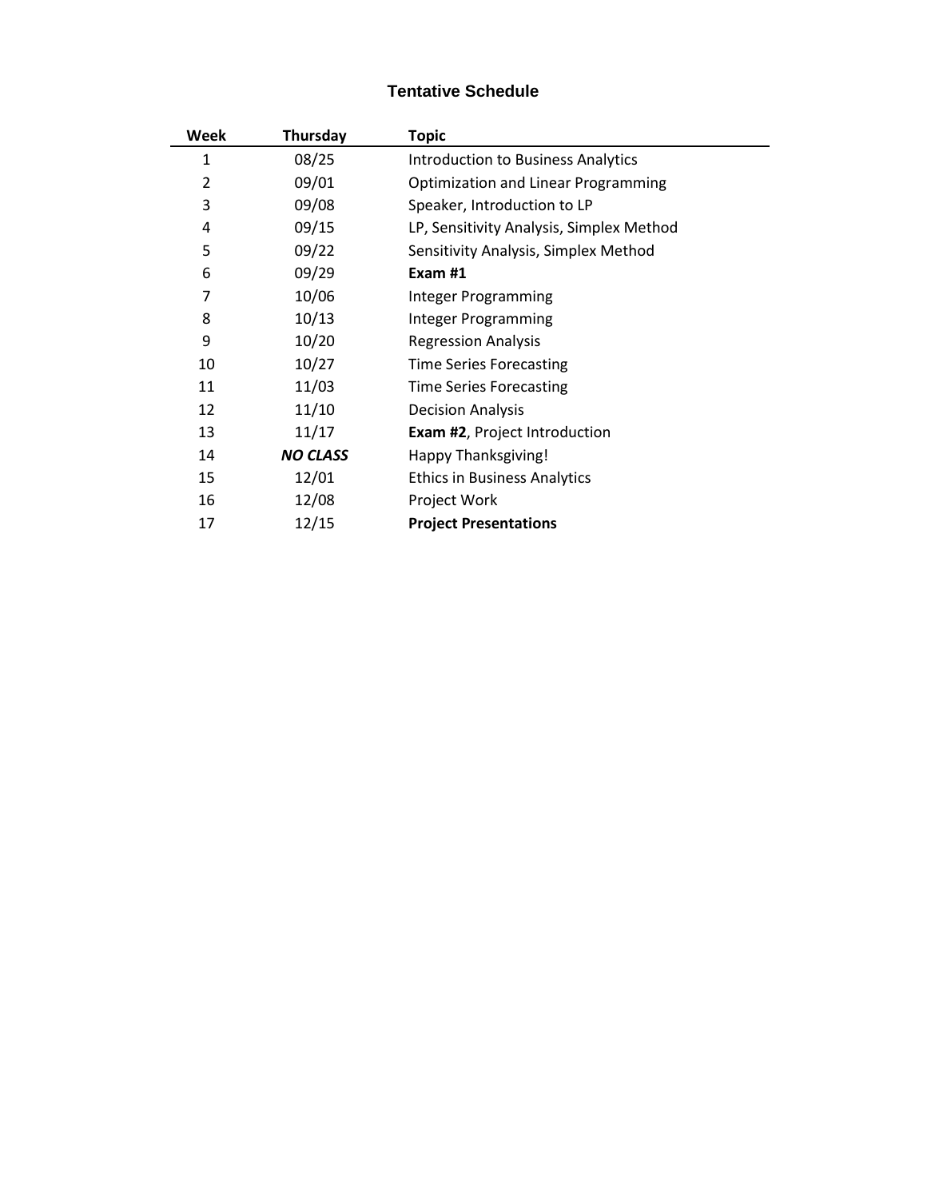## Tentative Schedule

| Week | Thursday | Topic |
|---|---|---|
| 1 | 08/25 | Introduction to Business Analytics |
| 2 | 09/01 | Optimization and Linear Programming |
| 3 | 09/08 | Speaker, Introduction to LP |
| 4 | 09/15 | LP, Sensitivity Analysis, Simplex Method |
| 5 | 09/22 | Sensitivity Analysis, Simplex Method |
| 6 | 09/29 | **Exam #1** |
| 7 | 10/06 | Integer Programming |
| 8 | 10/13 | Integer Programming |
| 9 | 10/20 | Regression Analysis |
| 10 | 10/27 | Time Series Forecasting |
| 11 | 11/03 | Time Series Forecasting |
| 12 | 11/10 | Decision Analysis |
| 13 | 11/17 | **Exam #2**, Project Introduction |
| 14 | ***NO CLASS*** | Happy Thanksgiving! |
| 15 | 12/01 | Ethics in Business Analytics |
| 16 | 12/08 | Project Work |
| 17 | 12/15 | **Project Presentations** |